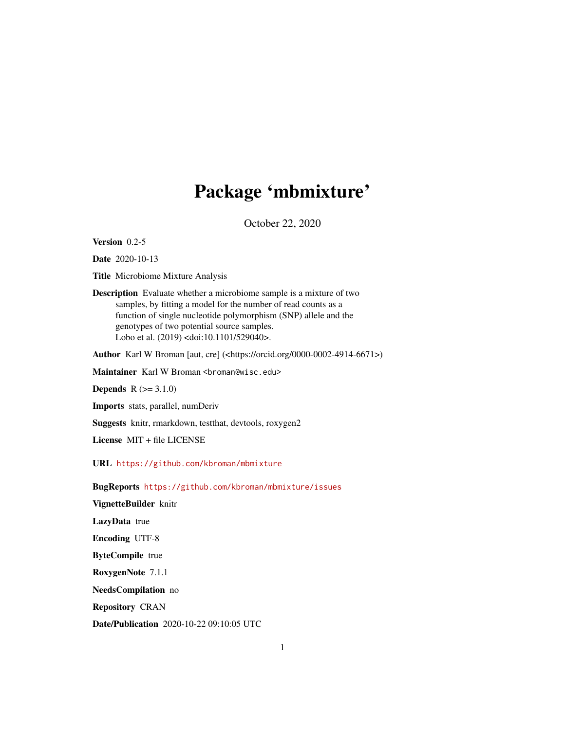# Package 'mbmixture'

October 22, 2020

**Version** 0.2-5

**Date** 2020-10-13

**Title** Microbiome Mixture Analysis

**Description** Evaluate whether a microbiome sample is a mixture of two samples, by fitting a model for the number of read counts as a function of single nucleotide polymorphism (SNP) allele and the genotypes of two potential source samples. Lobo et al. (2019) <doi:10.1101/529040>.

**Author** Karl W Broman [aut, cre] (<https://orcid.org/0000-0002-4914-6671>)

**Maintainer** Karl W Broman <broman@wisc.edu>

**Depends** R (>= 3.1.0)

**Imports** stats, parallel, numDeriv

**Suggests** knitr, rmarkdown, testthat, devtools, roxygen2

**License** MIT + file LICENSE

**URL** https://github.com/kbroman/mbmixture

**BugReports** https://github.com/kbroman/mbmixture/issues

**VignetteBuilder** knitr

**LazyData** true

**Encoding** UTF-8

**ByteCompile** true

**RoxygenNote** 7.1.1

**NeedsCompilation** no

**Repository** CRAN

**Date/Publication** 2020-10-22 09:10:05 UTC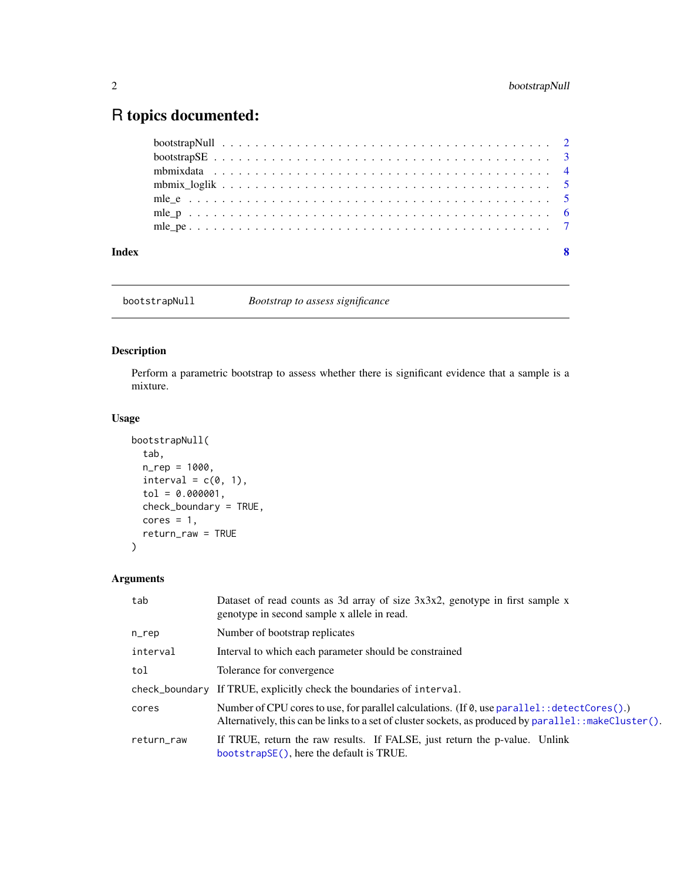# R topics documented:

| | |
|---|---|
| bootstrapNull | 2 |
| bootstrapSE | 3 |
| mbmixdata | 4 |
| mbmix_loglik | 5 |
| mle_e | 5 |
| mle_p | 6 |
| mle_pe | 7 |
| **Index** | **8** |

---

bootstrapNull &nbsp;&nbsp;&nbsp;&nbsp; *Bootstrap to assess significance*

---

## Description

Perform a parametric bootstrap to assess whether there is significant evidence that a sample is a mixture.

## Usage

```
bootstrapNull(
  tab,
  n_rep = 1000,
  interval = c(0, 1),
  tol = 0.000001,
  check_boundary = TRUE,
  cores = 1,
  return_raw = TRUE
)
```

## Arguments

| | |
|---|---|
| `tab` | Dataset of read counts as 3d array of size 3x3x2, genotype in first sample x genotype in second sample x allele in read. |
| `n_rep` | Number of bootstrap replicates |
| `interval` | Interval to which each parameter should be constrained |
| `tol` | Tolerance for convergence |
| `check_boundary` | If TRUE, explicitly check the boundaries of `interval`. |
| `cores` | Number of CPU cores to use, for parallel calculations. (If `0`, use `parallel::detectCores()`.) Alternatively, this can be links to a set of cluster sockets, as produced by `parallel::makeCluster()`. |
| `return_raw` | If TRUE, return the raw results. If FALSE, just return the p-value. Unlink `bootstrapSE()`, here the default is TRUE. |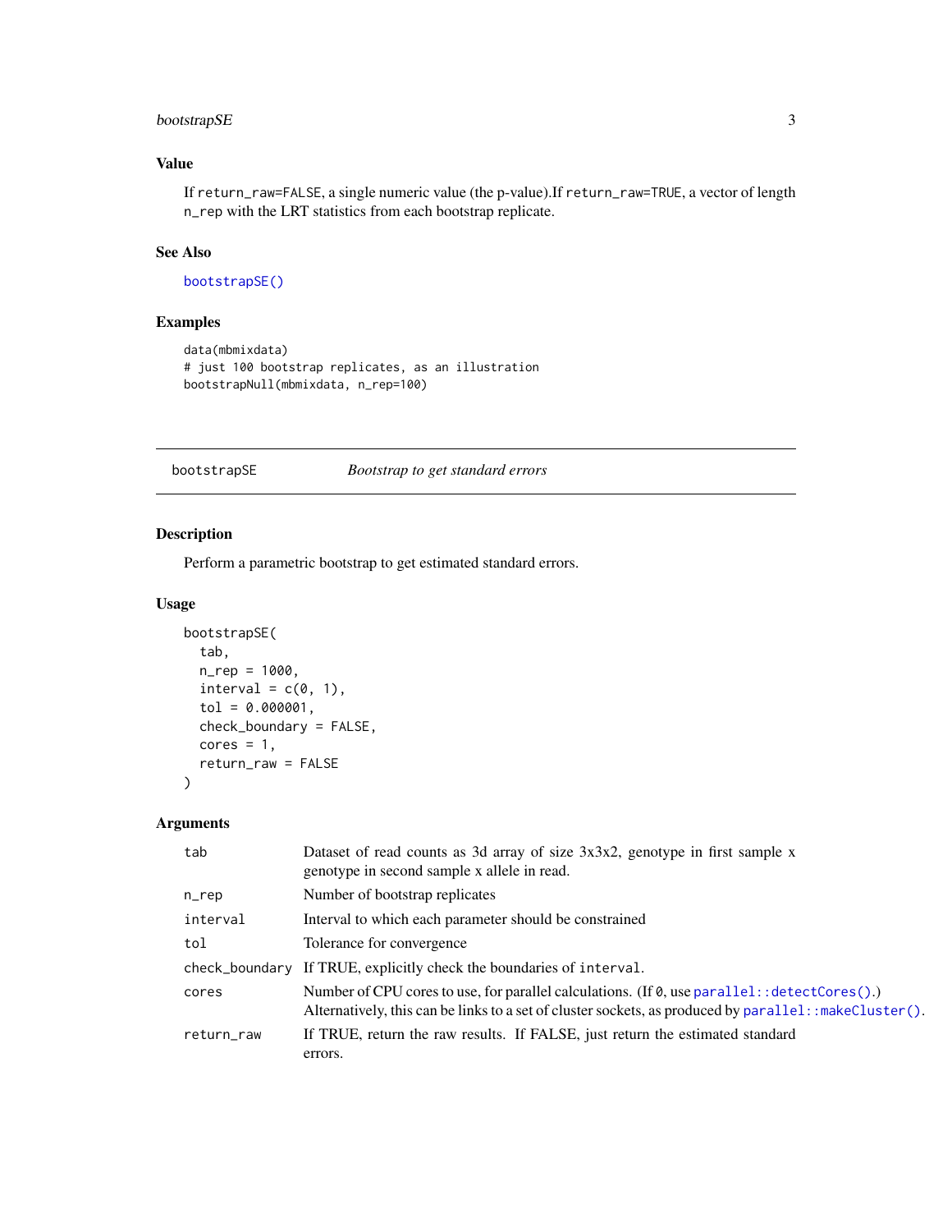### Value

If `return_raw=FALSE`, a single numeric value (the p-value).If `return_raw=TRUE`, a vector of length `n_rep` with the LRT statistics from each bootstrap replicate.

### See Also

`bootstrapSE()`

### Examples

```
data(mbmixdata)
# just 100 bootstrap replicates, as an illustration
bootstrapNull(mbmixdata, n_rep=100)
```

---

## bootstrapSE — *Bootstrap to get standard errors*

### Description

Perform a parametric bootstrap to get estimated standard errors.

### Usage

```
bootstrapSE(
  tab,
  n_rep = 1000,
  interval = c(0, 1),
  tol = 0.000001,
  check_boundary = FALSE,
  cores = 1,
  return_raw = FALSE
)
```

### Arguments

| Argument | Description |
|---|---|
| `tab` | Dataset of read counts as 3d array of size 3x3x2, genotype in first sample x genotype in second sample x allele in read. |
| `n_rep` | Number of bootstrap replicates |
| `interval` | Interval to which each parameter should be constrained |
| `tol` | Tolerance for convergence |
| `check_boundary` | If TRUE, explicitly check the boundaries of `interval`. |
| `cores` | Number of CPU cores to use, for parallel calculations. (If `0`, use `parallel::detectCores()`.) Alternatively, this can be links to a set of cluster sockets, as produced by `parallel::makeCluster()`. |
| `return_raw` | If TRUE, return the raw results. If FALSE, just return the estimated standard errors. |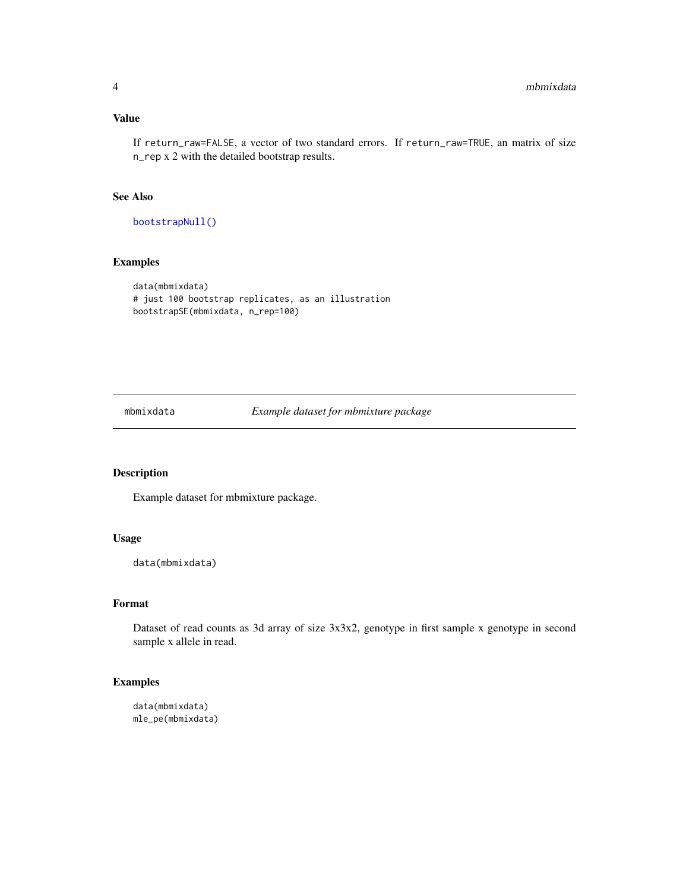### Value

If `return_raw=FALSE`, a vector of two standard errors. If `return_raw=TRUE`, an matrix of size `n_rep` x 2 with the detailed bootstrap results.

### See Also

`bootstrapNull()`

### Examples

```
data(mbmixdata)
# just 100 bootstrap replicates, as an illustration
bootstrapSE(mbmixdata, n_rep=100)
```

---

## mbmixdata — *Example dataset for mbmixture package*

---

### Description

Example dataset for mbmixture package.

### Usage

```
data(mbmixdata)
```

### Format

Dataset of read counts as 3d array of size 3x3x2, genotype in first sample x genotype in second sample x allele in read.

### Examples

```
data(mbmixdata)
mle_pe(mbmixdata)
```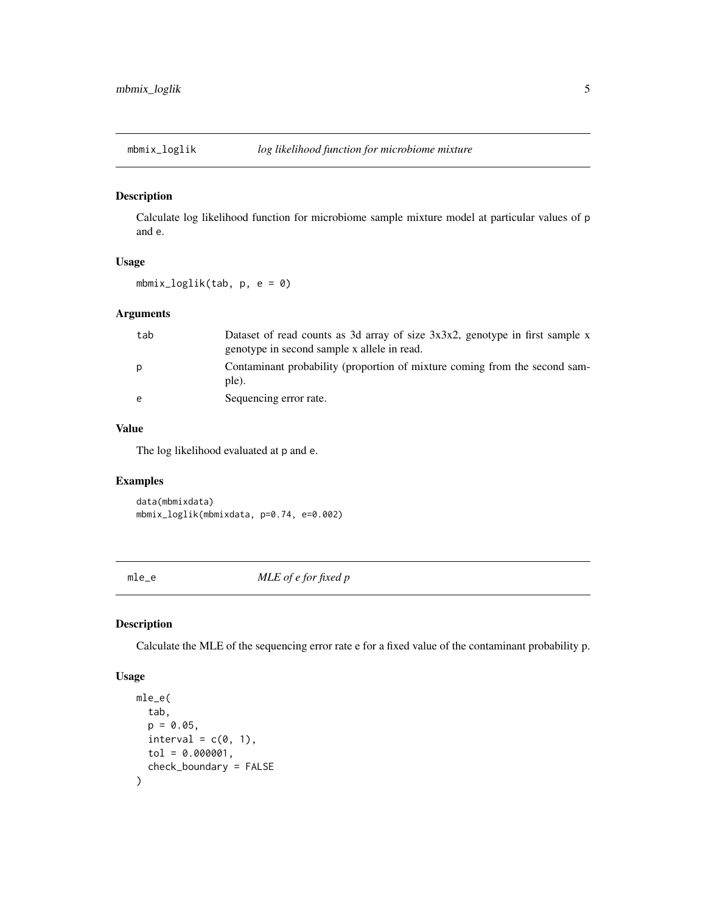## mbmix_loglik — *log likelihood function for microbiome mixture*

### Description

Calculate log likelihood function for microbiome sample mixture model at particular values of p and e.

### Usage

```
mbmix_loglik(tab, p, e = 0)
```

### Arguments

| | |
|---|---|
| tab | Dataset of read counts as 3d array of size 3x3x2, genotype in first sample x genotype in second sample x allele in read. |
| p | Contaminant probability (proportion of mixture coming from the second sample). |
| e | Sequencing error rate. |

### Value

The log likelihood evaluated at p and e.

### Examples

```
data(mbmixdata)
mbmix_loglik(mbmixdata, p=0.74, e=0.002)
```

## mle_e — *MLE of e for fixed p*

### Description

Calculate the MLE of the sequencing error rate e for a fixed value of the contaminant probability p.

### Usage

```
mle_e(
  tab,
  p = 0.05,
  interval = c(0, 1),
  tol = 0.000001,
  check_boundary = FALSE
)
```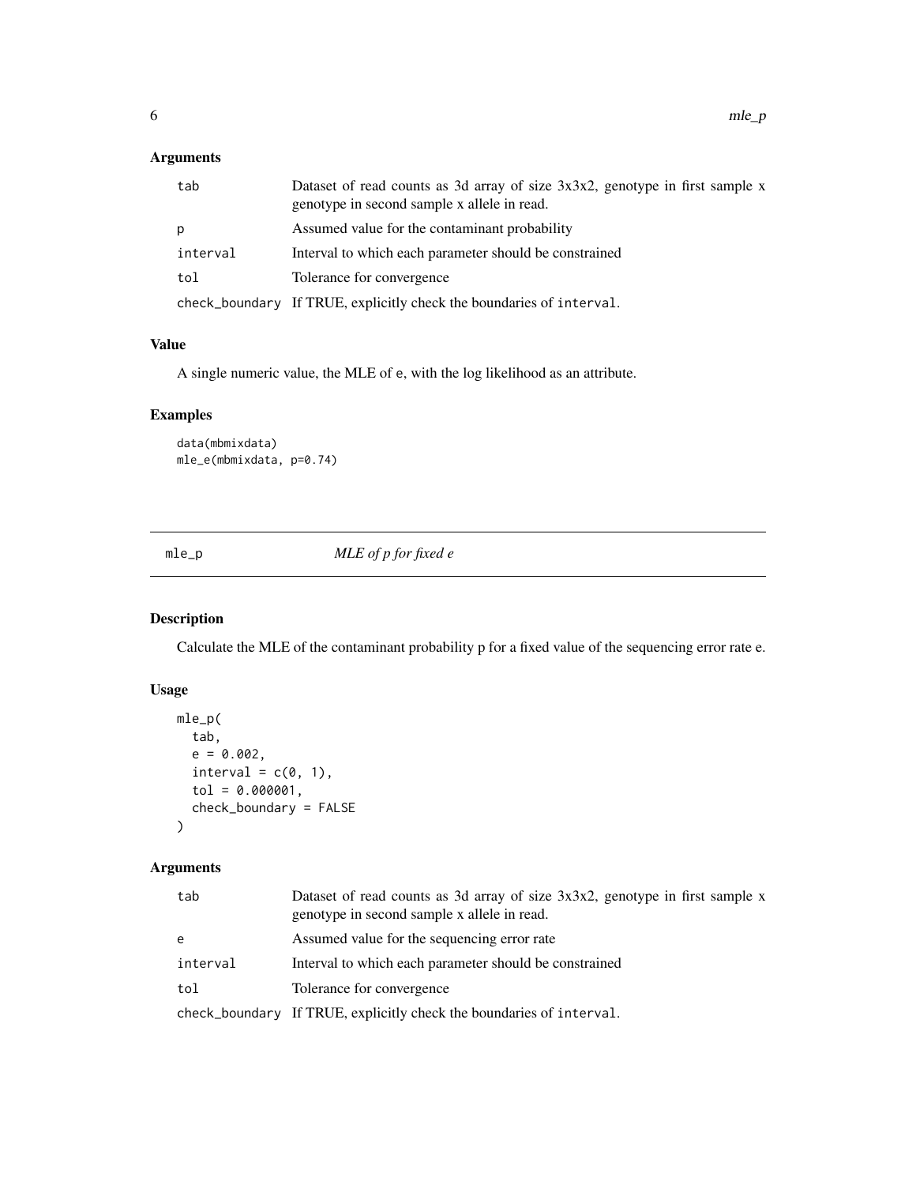### Arguments

| | |
|---|---|
| tab | Dataset of read counts as 3d array of size 3x3x2, genotype in first sample x genotype in second sample x allele in read. |
| p | Assumed value for the contaminant probability |
| interval | Interval to which each parameter should be constrained |
| tol | Tolerance for convergence |
| check_boundary | If TRUE, explicitly check the boundaries of interval. |

### Value

A single numeric value, the MLE of e, with the log likelihood as an attribute.

### Examples

```
data(mbmixdata)
mle_e(mbmixdata, p=0.74)
```

---

## mle_p *MLE of p for fixed e*

---

### Description

Calculate the MLE of the contaminant probability p for a fixed value of the sequencing error rate e.

### Usage

```
mle_p(
  tab,
  e = 0.002,
  interval = c(0, 1),
  tol = 0.000001,
  check_boundary = FALSE
)
```

### Arguments

| | |
|---|---|
| tab | Dataset of read counts as 3d array of size 3x3x2, genotype in first sample x genotype in second sample x allele in read. |
| e | Assumed value for the sequencing error rate |
| interval | Interval to which each parameter should be constrained |
| tol | Tolerance for convergence |
| check_boundary | If TRUE, explicitly check the boundaries of interval. |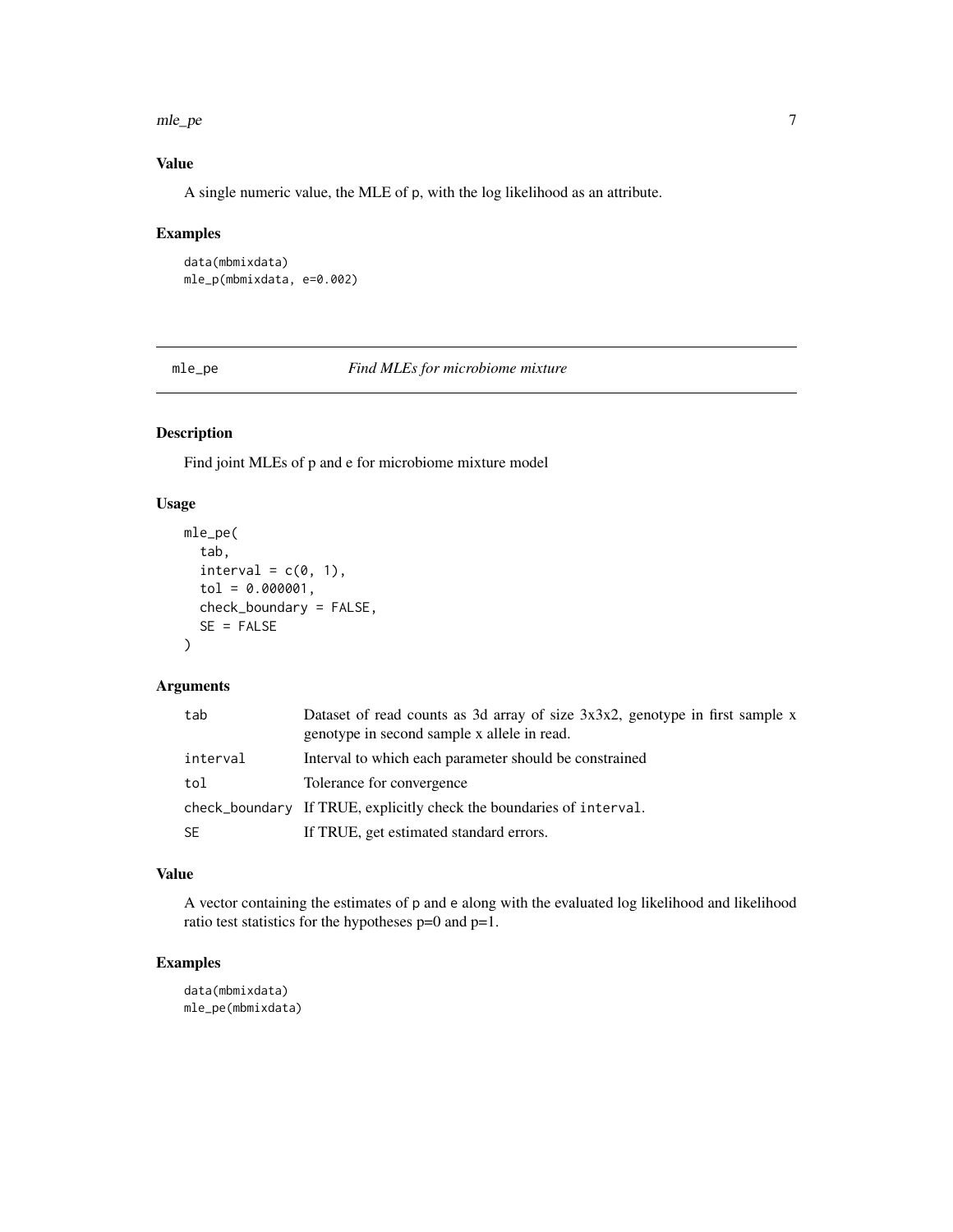## Value

A single numeric value, the MLE of p, with the log likelihood as an attribute.

## Examples

```
data(mbmixdata)
mle_p(mbmixdata, e=0.002)
```

---

# mle_pe — *Find MLEs for microbiome mixture*

## Description

Find joint MLEs of p and e for microbiome mixture model

## Usage

```
mle_pe(
  tab,
  interval = c(0, 1),
  tol = 0.000001,
  check_boundary = FALSE,
  SE = FALSE
)
```

## Arguments

| | |
|---|---|
| `tab` | Dataset of read counts as 3d array of size 3x3x2, genotype in first sample x genotype in second sample x allele in read. |
| `interval` | Interval to which each parameter should be constrained |
| `tol` | Tolerance for convergence |
| `check_boundary` | If TRUE, explicitly check the boundaries of `interval`. |
| `SE` | If TRUE, get estimated standard errors. |

## Value

A vector containing the estimates of p and e along with the evaluated log likelihood and likelihood ratio test statistics for the hypotheses p=0 and p=1.

## Examples

```
data(mbmixdata)
mle_pe(mbmixdata)
```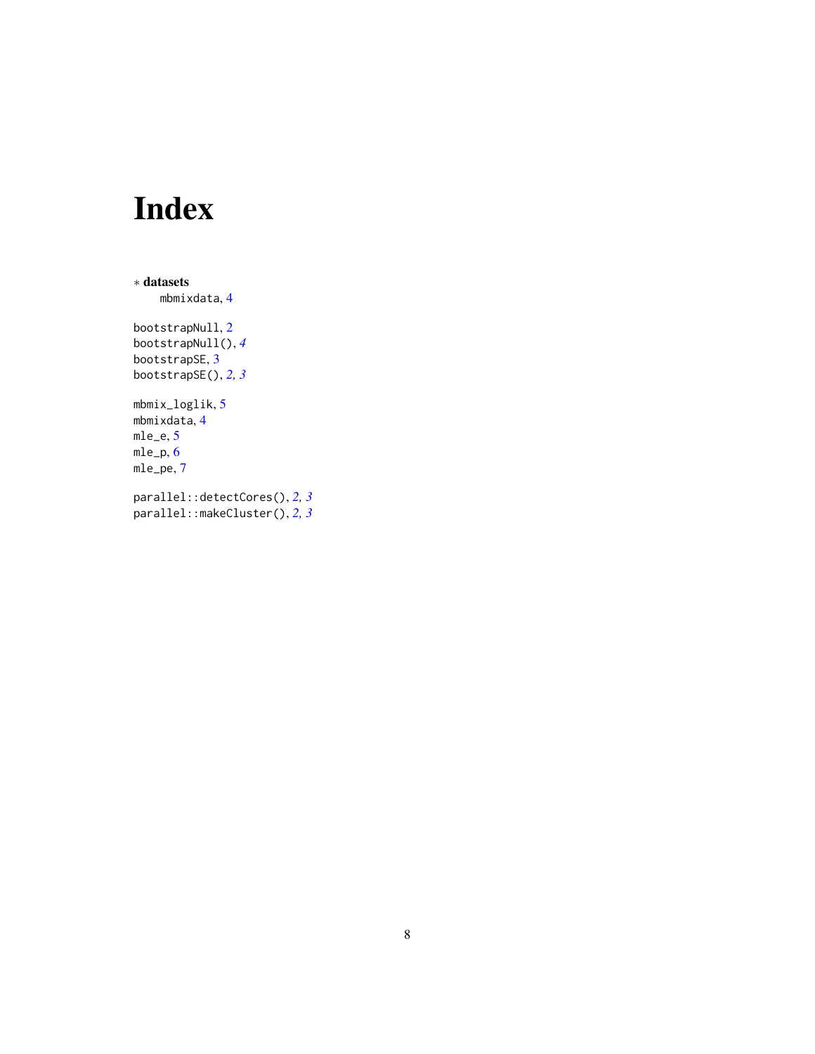# Index

∗ **datasets**
    mbmixdata, 4

bootstrapNull, 2
bootstrapNull(), *4*
bootstrapSE, 3
bootstrapSE(), *2, 3*

mbmix_loglik, 5
mbmixdata, 4
mle_e, 5
mle_p, 6
mle_pe, 7

parallel::detectCores(), *2, 3*
parallel::makeCluster(), *2, 3*